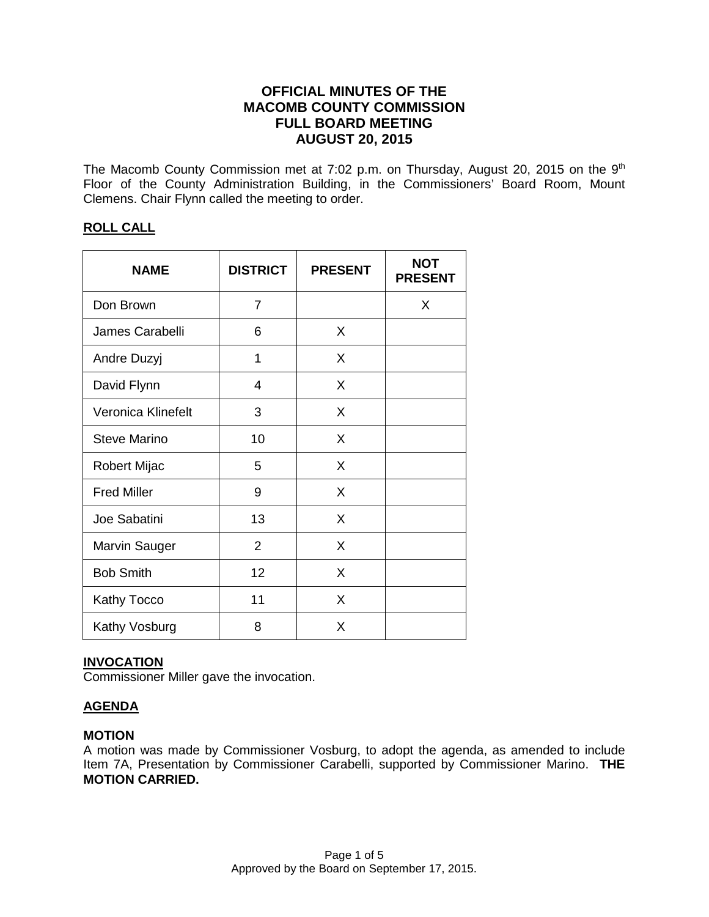# OFFICIAL MINUTES OF THE MACOMB COUNTY COMMISSION FULL BOARD MEETING AUGUST 20, 2015

The Macomb County Commission met at 7:02 p.m. on Thursday, August 20, 2015 on the 9th Floor of the County Administration Building, in the Commissioners' Board Room, Mount Clemens. Chair Flynn called the meeting to order.

## ROLL CALL

| NAME | DISTRICT | PRESENT | NOT PRESENT |
|---|---|---|---|
| Don Brown | 7 | | X |
| James Carabelli | 6 | X | |
| Andre Duzyj | 1 | X | |
| David Flynn | 4 | X | |
| Veronica Klinefelt | 3 | X | |
| Steve Marino | 10 | X | |
| Robert Mijac | 5 | X | |
| Fred Miller | 9 | X | |
| Joe Sabatini | 13 | X | |
| Marvin Sauger | 2 | X | |
| Bob Smith | 12 | X | |
| Kathy Tocco | 11 | X | |
| Kathy Vosburg | 8 | X | |

## INVOCATION

Commissioner Miller gave the invocation.

## AGENDA

### MOTION

A motion was made by Commissioner Vosburg, to adopt the agenda, as amended to include Item 7A, Presentation by Commissioner Carabelli, supported by Commissioner Marino. **THE MOTION CARRIED.**

Approved by the Board on September 17, 2015.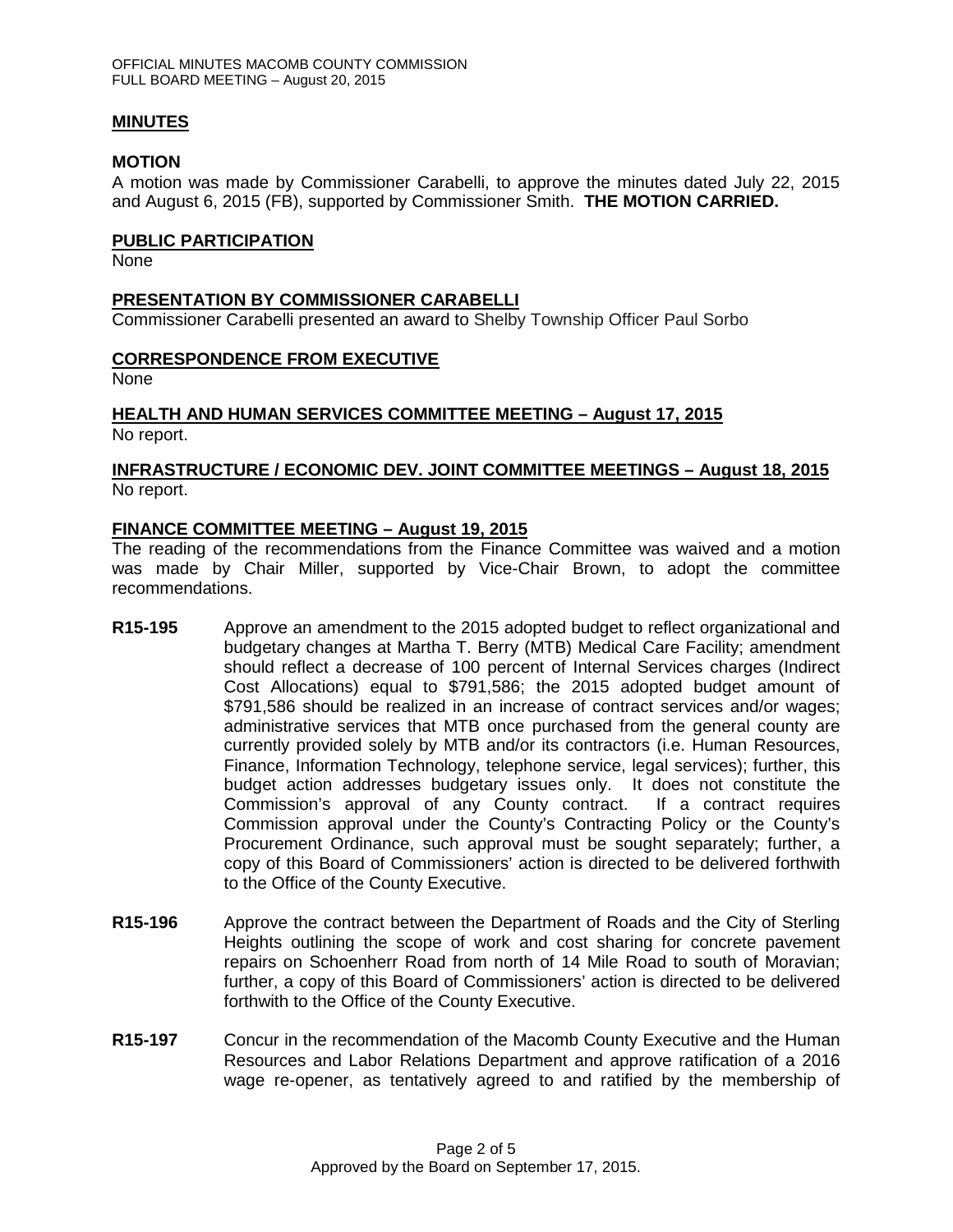## MINUTES

### MOTION

A motion was made by Commissioner Carabelli, to approve the minutes dated July 22, 2015 and August 6, 2015 (FB), supported by Commissioner Smith. **THE MOTION CARRIED.**

## PUBLIC PARTICIPATION

None

## PRESENTATION BY COMMISSIONER CARABELLI

Commissioner Carabelli presented an award to Shelby Township Officer Paul Sorbo

## CORRESPONDENCE FROM EXECUTIVE

None

## HEALTH AND HUMAN SERVICES COMMITTEE MEETING – August 17, 2015

No report.

## INFRASTRUCTURE / ECONOMIC DEV. JOINT COMMITTEE MEETINGS – August 18, 2015

No report.

## FINANCE COMMITTEE MEETING – August 19, 2015

The reading of the recommendations from the Finance Committee was waived and a motion was made by Chair Miller, supported by Vice-Chair Brown, to adopt the committee recommendations.

**R15-195** Approve an amendment to the 2015 adopted budget to reflect organizational and budgetary changes at Martha T. Berry (MTB) Medical Care Facility; amendment should reflect a decrease of 100 percent of Internal Services charges (Indirect Cost Allocations) equal to $791,586; the 2015 adopted budget amount of $791,586 should be realized in an increase of contract services and/or wages; administrative services that MTB once purchased from the general county are currently provided solely by MTB and/or its contractors (i.e. Human Resources, Finance, Information Technology, telephone service, legal services); further, this budget action addresses budgetary issues only. It does not constitute the Commission's approval of any County contract. If a contract requires Commission approval under the County's Contracting Policy or the County's Procurement Ordinance, such approval must be sought separately; further, a copy of this Board of Commissioners' action is directed to be delivered forthwith to the Office of the County Executive.

**R15-196** Approve the contract between the Department of Roads and the City of Sterling Heights outlining the scope of work and cost sharing for concrete pavement repairs on Schoenherr Road from north of 14 Mile Road to south of Moravian; further, a copy of this Board of Commissioners' action is directed to be delivered forthwith to the Office of the County Executive.

**R15-197** Concur in the recommendation of the Macomb County Executive and the Human Resources and Labor Relations Department and approve ratification of a 2016 wage re-opener, as tentatively agreed to and ratified by the membership of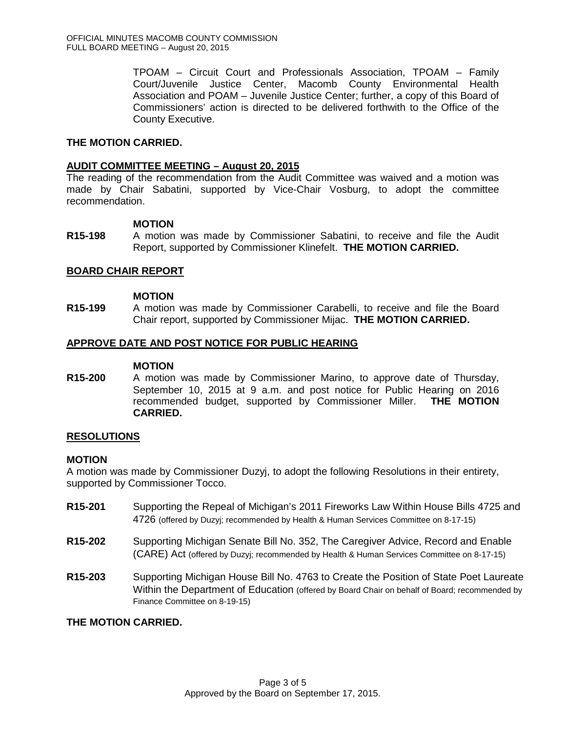TPOAM – Circuit Court and Professionals Association, TPOAM – Family Court/Juvenile Justice Center, Macomb County Environmental Health Association and POAM – Juvenile Justice Center; further, a copy of this Board of Commissioners' action is directed to be delivered forthwith to the Office of the County Executive.

**THE MOTION CARRIED.**

**AUDIT COMMITTEE MEETING – August 20, 2015**

The reading of the recommendation from the Audit Committee was waived and a motion was made by Chair Sabatini, supported by Vice-Chair Vosburg, to adopt the committee recommendation.

**MOTION**

**R15-198** A motion was made by Commissioner Sabatini, to receive and file the Audit Report, supported by Commissioner Klinefelt. **THE MOTION CARRIED.**

**BOARD CHAIR REPORT**

**MOTION**

**R15-199** A motion was made by Commissioner Carabelli, to receive and file the Board Chair report, supported by Commissioner Mijac. **THE MOTION CARRIED.**

**APPROVE DATE AND POST NOTICE FOR PUBLIC HEARING**

**MOTION**

**R15-200** A motion was made by Commissioner Marino, to approve date of Thursday, September 10, 2015 at 9 a.m. and post notice for Public Hearing on 2016 recommended budget, supported by Commissioner Miller. **THE MOTION CARRIED.**

**RESOLUTIONS**

**MOTION**

A motion was made by Commissioner Duzyj, to adopt the following Resolutions in their entirety, supported by Commissioner Tocco.

**R15-201** Supporting the Repeal of Michigan's 2011 Fireworks Law Within House Bills 4725 and 4726 (offered by Duzyj; recommended by Health & Human Services Committee on 8-17-15)

**R15-202** Supporting Michigan Senate Bill No. 352, The Caregiver Advice, Record and Enable (CARE) Act (offered by Duzyj; recommended by Health & Human Services Committee on 8-17-15)

**R15-203** Supporting Michigan House Bill No. 4763 to Create the Position of State Poet Laureate Within the Department of Education (offered by Board Chair on behalf of Board; recommended by Finance Committee on 8-19-15)

**THE MOTION CARRIED.**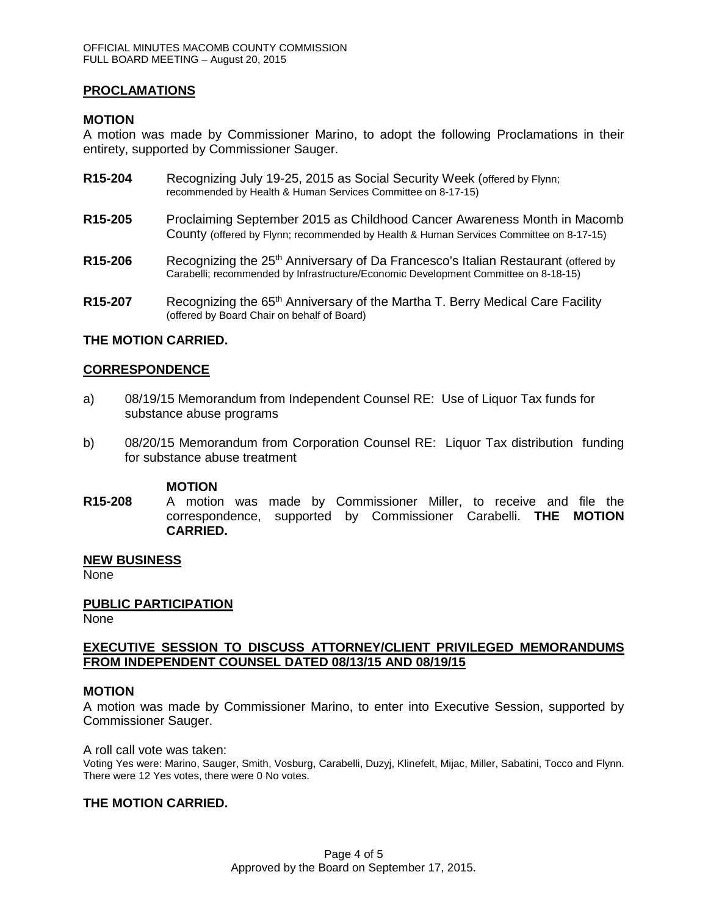## PROCLAMATIONS

### MOTION

A motion was made by Commissioner Marino, to adopt the following Proclamations in their entirety, supported by Commissioner Sauger.

**R15-204** Recognizing July 19-25, 2015 as Social Security Week (offered by Flynn; recommended by Health & Human Services Committee on 8-17-15)

**R15-205** Proclaiming September 2015 as Childhood Cancer Awareness Month in Macomb County (offered by Flynn; recommended by Health & Human Services Committee on 8-17-15)

**R15-206** Recognizing the 25th Anniversary of Da Francesco's Italian Restaurant (offered by Carabelli; recommended by Infrastructure/Economic Development Committee on 8-18-15)

**R15-207** Recognizing the 65th Anniversary of the Martha T. Berry Medical Care Facility (offered by Board Chair on behalf of Board)

**THE MOTION CARRIED.**

## CORRESPONDENCE

a) 08/19/15 Memorandum from Independent Counsel RE: Use of Liquor Tax funds for substance abuse programs

b) 08/20/15 Memorandum from Corporation Counsel RE: Liquor Tax distribution funding for substance abuse treatment

**MOTION**

**R15-208** A motion was made by Commissioner Miller, to receive and file the correspondence, supported by Commissioner Carabelli. **THE MOTION CARRIED.**

## NEW BUSINESS

None

## PUBLIC PARTICIPATION

None

## EXECUTIVE SESSION TO DISCUSS ATTORNEY/CLIENT PRIVILEGED MEMORANDUMS FROM INDEPENDENT COUNSEL DATED 08/13/15 AND 08/19/15

### MOTION

A motion was made by Commissioner Marino, to enter into Executive Session, supported by Commissioner Sauger.

A roll call vote was taken:

Voting Yes were: Marino, Sauger, Smith, Vosburg, Carabelli, Duzyj, Klinefelt, Mijac, Miller, Sabatini, Tocco and Flynn. There were 12 Yes votes, there were 0 No votes.

**THE MOTION CARRIED.**

Approved by the Board on September 17, 2015.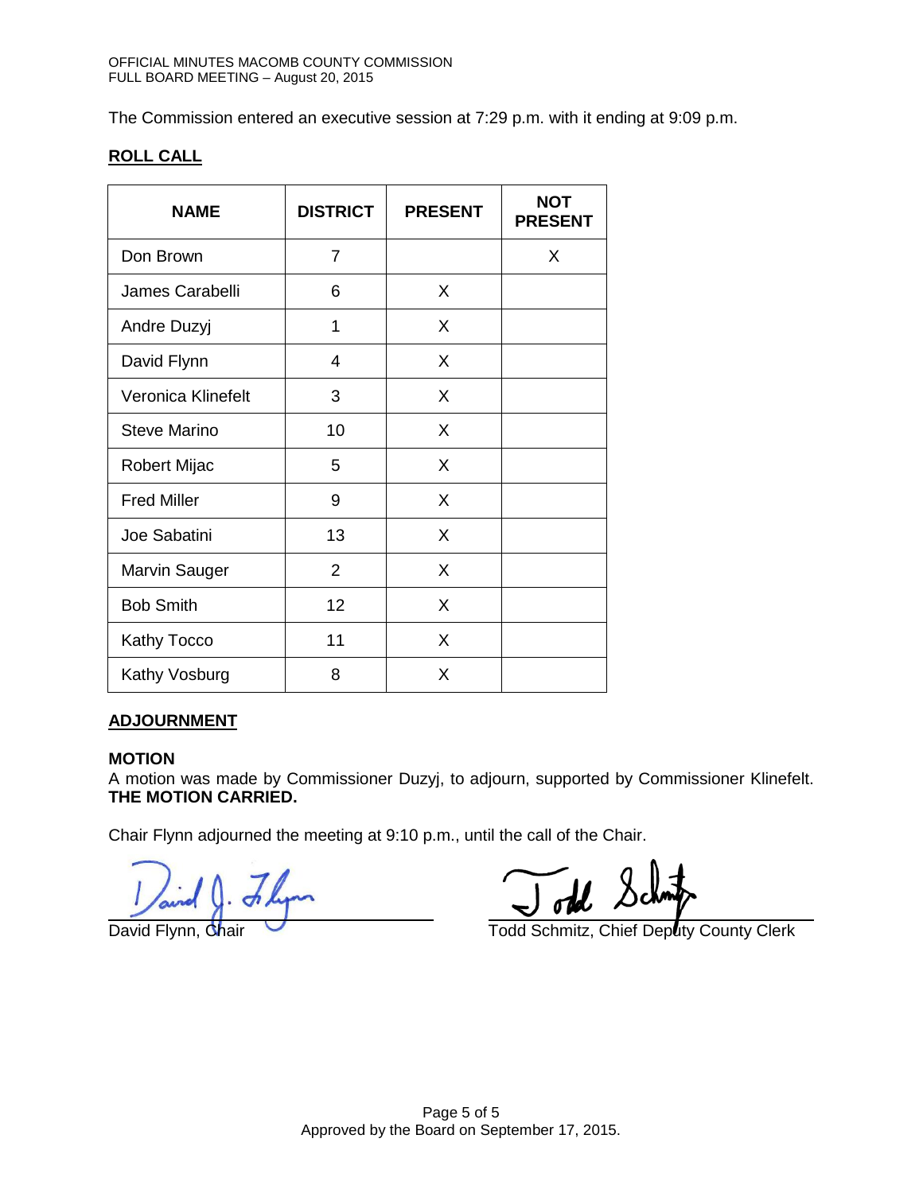The Commission entered an executive session at 7:29 p.m. with it ending at 9:09 p.m.

**ROLL CALL**

| NAME | DISTRICT | PRESENT | NOT PRESENT |
|---|---|---|---|
| Don Brown | 7 | | X |
| James Carabelli | 6 | X | |
| Andre Duzyj | 1 | X | |
| David Flynn | 4 | X | |
| Veronica Klinefelt | 3 | X | |
| Steve Marino | 10 | X | |
| Robert Mijac | 5 | X | |
| Fred Miller | 9 | X | |
| Joe Sabatini | 13 | X | |
| Marvin Sauger | 2 | X | |
| Bob Smith | 12 | X | |
| Kathy Tocco | 11 | X | |
| Kathy Vosburg | 8 | X | |

**ADJOURNMENT**

**MOTION**
A motion was made by Commissioner Duzyj, to adjourn, supported by Commissioner Klinefelt.
**THE MOTION CARRIED.**

Chair Flynn adjourned the meeting at 9:10 p.m., until the call of the Chair.

David Flynn, Chair

Todd Schmitz, Chief Deputy County Clerk

Approved by the Board on September 17, 2015.